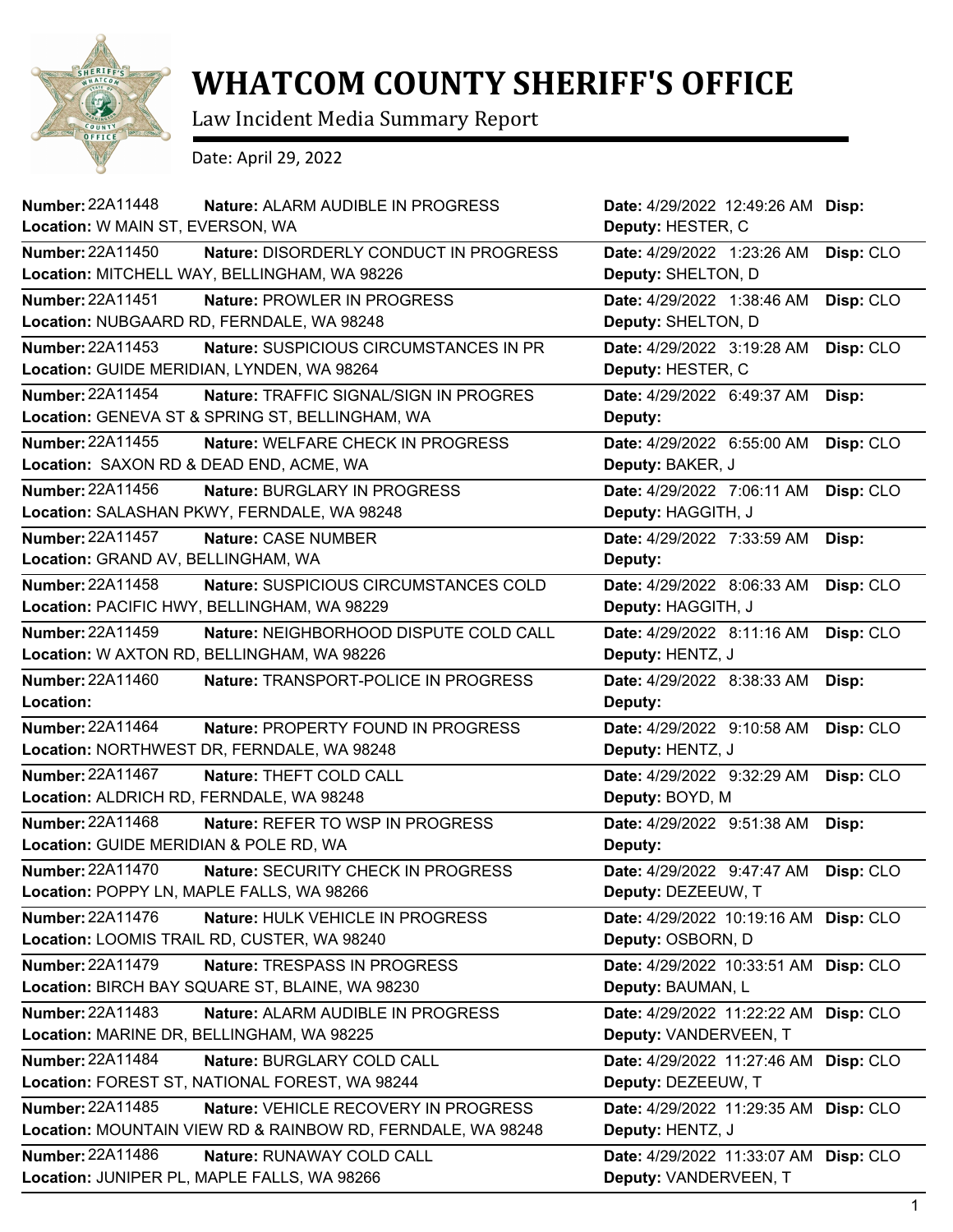# WHATCOM COUNTY SHERIFF'S OFFICE

Law Incident Media Summary Report

Date: April 29, 2022

| Number | Nature | Location | Date | Deputy | Disp |
|---|---|---|---|---|---|
| 22A11448 | ALARM AUDIBLE IN PROGRESS | W MAIN ST, EVERSON, WA | 4/29/2022 12:49:26 AM | HESTER, C | |
| 22A11450 | DISORDERLY CONDUCT IN PROGRESS | MITCHELL WAY, BELLINGHAM, WA 98226 | 4/29/2022 1:23:26 AM | SHELTON, D | CLO |
| 22A11451 | PROWLER IN PROGRESS | NUBGAARD RD, FERNDALE, WA 98248 | 4/29/2022 1:38:46 AM | SHELTON, D | CLO |
| 22A11453 | SUSPICIOUS CIRCUMSTANCES IN PR | GUIDE MERIDIAN, LYNDEN, WA 98264 | 4/29/2022 3:19:28 AM | HESTER, C | CLO |
| 22A11454 | TRAFFIC SIGNAL/SIGN IN PROGRES | GENEVA ST & SPRING ST, BELLINGHAM, WA | 4/29/2022 6:49:37 AM | | |
| 22A11455 | WELFARE CHECK IN PROGRESS | SAXON RD & DEAD END, ACME, WA | 4/29/2022 6:55:00 AM | BAKER, J | CLO |
| 22A11456 | BURGLARY IN PROGRESS | SALASHAN PKWY, FERNDALE, WA 98248 | 4/29/2022 7:06:11 AM | HAGGITH, J | CLO |
| 22A11457 | CASE NUMBER | GRAND AV, BELLINGHAM, WA | 4/29/2022 7:33:59 AM | | |
| 22A11458 | SUSPICIOUS CIRCUMSTANCES COLD | PACIFIC HWY, BELLINGHAM, WA 98229 | 4/29/2022 8:06:33 AM | HAGGITH, J | CLO |
| 22A11459 | NEIGHBORHOOD DISPUTE COLD CALL | W AXTON RD, BELLINGHAM, WA 98226 | 4/29/2022 8:11:16 AM | HENTZ, J | CLO |
| 22A11460 | TRANSPORT-POLICE IN PROGRESS | | 4/29/2022 8:38:33 AM | | |
| 22A11464 | PROPERTY FOUND IN PROGRESS | NORTHWEST DR, FERNDALE, WA 98248 | 4/29/2022 9:10:58 AM | HENTZ, J | CLO |
| 22A11467 | THEFT COLD CALL | ALDRICH RD, FERNDALE, WA 98248 | 4/29/2022 9:32:29 AM | BOYD, M | CLO |
| 22A11468 | REFER TO WSP IN PROGRESS | GUIDE MERIDIAN & POLE RD, WA | 4/29/2022 9:51:38 AM | | |
| 22A11470 | SECURITY CHECK IN PROGRESS | POPPY LN, MAPLE FALLS, WA 98266 | 4/29/2022 9:47:47 AM | DEZEEUW, T | CLO |
| 22A11476 | HULK VEHICLE IN PROGRESS | LOOMIS TRAIL RD, CUSTER, WA 98240 | 4/29/2022 10:19:16 AM | OSBORN, D | CLO |
| 22A11479 | TRESPASS IN PROGRESS | BIRCH BAY SQUARE ST, BLAINE, WA 98230 | 4/29/2022 10:33:51 AM | BAUMAN, L | CLO |
| 22A11483 | ALARM AUDIBLE IN PROGRESS | MARINE DR, BELLINGHAM, WA 98225 | 4/29/2022 11:22:22 AM | VANDERVEEN, T | CLO |
| 22A11484 | BURGLARY COLD CALL | FOREST ST, NATIONAL FOREST, WA 98244 | 4/29/2022 11:27:46 AM | DEZEEUW, T | CLO |
| 22A11485 | VEHICLE RECOVERY IN PROGRESS | MOUNTAIN VIEW RD & RAINBOW RD, FERNDALE, WA 98248 | 4/29/2022 11:29:35 AM | HENTZ, J | CLO |
| 22A11486 | RUNAWAY COLD CALL | JUNIPER PL, MAPLE FALLS, WA 98266 | 4/29/2022 11:33:07 AM | VANDERVEEN, T | CLO |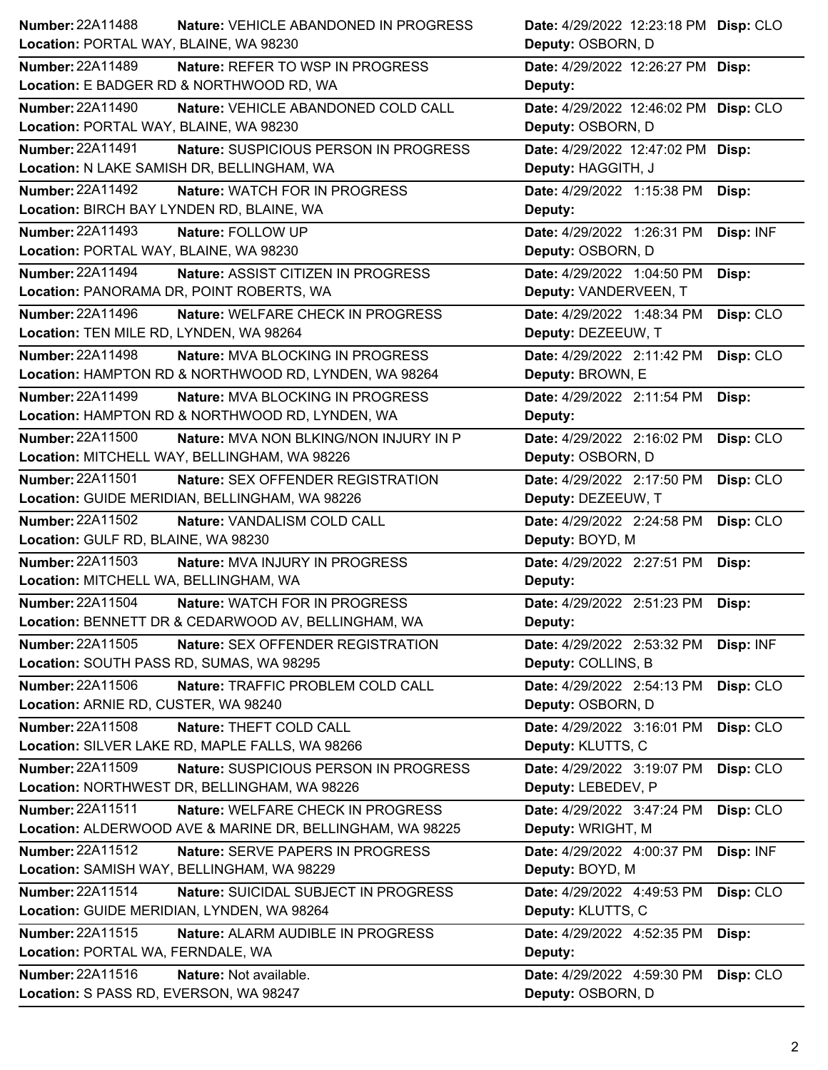| Number | Nature | Date | Disp | Location | Deputy |
|---|---|---|---|---|---|
| 22A11488 | VEHICLE ABANDONED IN PROGRESS | 4/29/2022 12:23:18 PM | CLO | PORTAL WAY, BLAINE, WA 98230 | OSBORN, D |
| 22A11489 | REFER TO WSP IN PROGRESS | 4/29/2022 12:26:27 PM | | E BADGER RD & NORTHWOOD RD, WA | |
| 22A11490 | VEHICLE ABANDONED COLD CALL | 4/29/2022 12:46:02 PM | CLO | PORTAL WAY, BLAINE, WA 98230 | OSBORN, D |
| 22A11491 | SUSPICIOUS PERSON IN PROGRESS | 4/29/2022 12:47:02 PM | | N LAKE SAMISH DR, BELLINGHAM, WA | HAGGITH, J |
| 22A11492 | WATCH FOR IN PROGRESS | 4/29/2022 1:15:38 PM | | BIRCH BAY LYNDEN RD, BLAINE, WA | |
| 22A11493 | FOLLOW UP | 4/29/2022 1:26:31 PM | INF | PORTAL WAY, BLAINE, WA 98230 | OSBORN, D |
| 22A11494 | ASSIST CITIZEN IN PROGRESS | 4/29/2022 1:04:50 PM | | PANORAMA DR, POINT ROBERTS, WA | VANDERVEEN, T |
| 22A11496 | WELFARE CHECK IN PROGRESS | 4/29/2022 1:48:34 PM | CLO | TEN MILE RD, LYNDEN, WA 98264 | DEZEEUW, T |
| 22A11498 | MVA BLOCKING IN PROGRESS | 4/29/2022 2:11:42 PM | CLO | HAMPTON RD & NORTHWOOD RD, LYNDEN, WA 98264 | BROWN, E |
| 22A11499 | MVA BLOCKING IN PROGRESS | 4/29/2022 2:11:54 PM | | HAMPTON RD & NORTHWOOD RD, LYNDEN, WA | |
| 22A11500 | MVA NON BLKING/NON INJURY IN P | 4/29/2022 2:16:02 PM | CLO | MITCHELL WAY, BELLINGHAM, WA 98226 | OSBORN, D |
| 22A11501 | SEX OFFENDER REGISTRATION | 4/29/2022 2:17:50 PM | CLO | GUIDE MERIDIAN, BELLINGHAM, WA 98226 | DEZEEUW, T |
| 22A11502 | VANDALISM COLD CALL | 4/29/2022 2:24:58 PM | CLO | GULF RD, BLAINE, WA 98230 | BOYD, M |
| 22A11503 | MVA INJURY IN PROGRESS | 4/29/2022 2:27:51 PM | | MITCHELL WA, BELLINGHAM, WA | |
| 22A11504 | WATCH FOR IN PROGRESS | 4/29/2022 2:51:23 PM | | BENNETT DR & CEDARWOOD AV, BELLINGHAM, WA | |
| 22A11505 | SEX OFFENDER REGISTRATION | 4/29/2022 2:53:32 PM | INF | SOUTH PASS RD, SUMAS, WA 98295 | COLLINS, B |
| 22A11506 | TRAFFIC PROBLEM COLD CALL | 4/29/2022 2:54:13 PM | CLO | ARNIE RD, CUSTER, WA 98240 | OSBORN, D |
| 22A11508 | THEFT COLD CALL | 4/29/2022 3:16:01 PM | CLO | SILVER LAKE RD, MAPLE FALLS, WA 98266 | KLUTTS, C |
| 22A11509 | SUSPICIOUS PERSON IN PROGRESS | 4/29/2022 3:19:07 PM | CLO | NORTHWEST DR, BELLINGHAM, WA 98226 | LEBEDEV, P |
| 22A11511 | WELFARE CHECK IN PROGRESS | 4/29/2022 3:47:24 PM | CLO | ALDERWOOD AVE & MARINE DR, BELLINGHAM, WA 98225 | WRIGHT, M |
| 22A11512 | SERVE PAPERS IN PROGRESS | 4/29/2022 4:00:37 PM | INF | SAMISH WAY, BELLINGHAM, WA 98229 | BOYD, M |
| 22A11514 | SUICIDAL SUBJECT IN PROGRESS | 4/29/2022 4:49:53 PM | CLO | GUIDE MERIDIAN, LYNDEN, WA 98264 | KLUTTS, C |
| 22A11515 | ALARM AUDIBLE IN PROGRESS | 4/29/2022 4:52:35 PM | | PORTAL WA, FERNDALE, WA | |
| 22A11516 | Not available. | 4/29/2022 4:59:30 PM | CLO | S PASS RD, EVERSON, WA 98247 | OSBORN, D |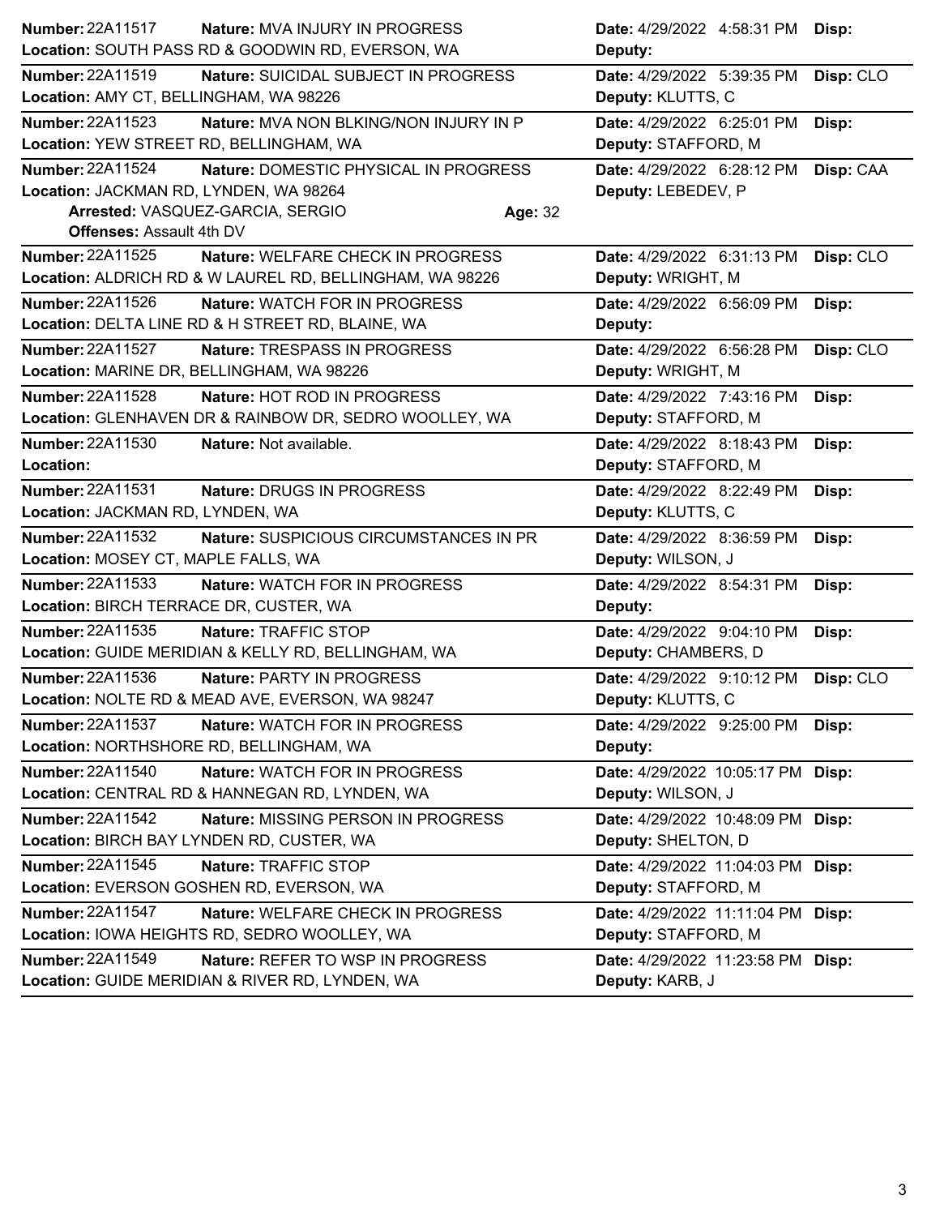**Number:** 22A11517 **Nature:** MVA INJURY IN PROGRESS **Date:** 4/29/2022 4:58:31 PM **Disp:**
**Location:** SOUTH PASS RD & GOODWIN RD, EVERSON, WA **Deputy:**

---

**Number:** 22A11519 **Nature:** SUICIDAL SUBJECT IN PROGRESS **Date:** 4/29/2022 5:39:35 PM **Disp:** CLO
**Location:** AMY CT, BELLINGHAM, WA 98226 **Deputy:** KLUTTS, C

---

**Number:** 22A11523 **Nature:** MVA NON BLKING/NON INJURY IN P **Date:** 4/29/2022 6:25:01 PM **Disp:**
**Location:** YEW STREET RD, BELLINGHAM, WA **Deputy:** STAFFORD, M

---

**Number:** 22A11524 **Nature:** DOMESTIC PHYSICAL IN PROGRESS **Date:** 4/29/2022 6:28:12 PM **Disp:** CAA
**Location:** JACKMAN RD, LYNDEN, WA 98264 **Deputy:** LEBEDEV, P
**Arrested:** VASQUEZ-GARCIA, SERGIO **Age:** 32
**Offenses:** Assault 4th DV

---

**Number:** 22A11525 **Nature:** WELFARE CHECK IN PROGRESS **Date:** 4/29/2022 6:31:13 PM **Disp:** CLO
**Location:** ALDRICH RD & W LAUREL RD, BELLINGHAM, WA 98226 **Deputy:** WRIGHT, M

---

**Number:** 22A11526 **Nature:** WATCH FOR IN PROGRESS **Date:** 4/29/2022 6:56:09 PM **Disp:**
**Location:** DELTA LINE RD & H STREET RD, BLAINE, WA **Deputy:**

---

**Number:** 22A11527 **Nature:** TRESPASS IN PROGRESS **Date:** 4/29/2022 6:56:28 PM **Disp:** CLO
**Location:** MARINE DR, BELLINGHAM, WA 98226 **Deputy:** WRIGHT, M

---

**Number:** 22A11528 **Nature:** HOT ROD IN PROGRESS **Date:** 4/29/2022 7:43:16 PM **Disp:**
**Location:** GLENHAVEN DR & RAINBOW DR, SEDRO WOOLLEY, WA **Deputy:** STAFFORD, M

---

**Number:** 22A11530 **Nature:** Not available. **Date:** 4/29/2022 8:18:43 PM **Disp:**
**Location:** **Deputy:** STAFFORD, M

---

**Number:** 22A11531 **Nature:** DRUGS IN PROGRESS **Date:** 4/29/2022 8:22:49 PM **Disp:**
**Location:** JACKMAN RD, LYNDEN, WA **Deputy:** KLUTTS, C

---

**Number:** 22A11532 **Nature:** SUSPICIOUS CIRCUMSTANCES IN PR **Date:** 4/29/2022 8:36:59 PM **Disp:**
**Location:** MOSEY CT, MAPLE FALLS, WA **Deputy:** WILSON, J

---

**Number:** 22A11533 **Nature:** WATCH FOR IN PROGRESS **Date:** 4/29/2022 8:54:31 PM **Disp:**
**Location:** BIRCH TERRACE DR, CUSTER, WA **Deputy:**

---

**Number:** 22A11535 **Nature:** TRAFFIC STOP **Date:** 4/29/2022 9:04:10 PM **Disp:**
**Location:** GUIDE MERIDIAN & KELLY RD, BELLINGHAM, WA **Deputy:** CHAMBERS, D

---

**Number:** 22A11536 **Nature:** PARTY IN PROGRESS **Date:** 4/29/2022 9:10:12 PM **Disp:** CLO
**Location:** NOLTE RD & MEAD AVE, EVERSON, WA 98247 **Deputy:** KLUTTS, C

---

**Number:** 22A11537 **Nature:** WATCH FOR IN PROGRESS **Date:** 4/29/2022 9:25:00 PM **Disp:**
**Location:** NORTHSHORE RD, BELLINGHAM, WA **Deputy:**

---

**Number:** 22A11540 **Nature:** WATCH FOR IN PROGRESS **Date:** 4/29/2022 10:05:17 PM **Disp:**
**Location:** CENTRAL RD & HANNEGAN RD, LYNDEN, WA **Deputy:** WILSON, J

---

**Number:** 22A11542 **Nature:** MISSING PERSON IN PROGRESS **Date:** 4/29/2022 10:48:09 PM **Disp:**
**Location:** BIRCH BAY LYNDEN RD, CUSTER, WA **Deputy:** SHELTON, D

---

**Number:** 22A11545 **Nature:** TRAFFIC STOP **Date:** 4/29/2022 11:04:03 PM **Disp:**
**Location:** EVERSON GOSHEN RD, EVERSON, WA **Deputy:** STAFFORD, M

---

**Number:** 22A11547 **Nature:** WELFARE CHECK IN PROGRESS **Date:** 4/29/2022 11:11:04 PM **Disp:**
**Location:** IOWA HEIGHTS RD, SEDRO WOOLLEY, WA **Deputy:** STAFFORD, M

---

**Number:** 22A11549 **Nature:** REFER TO WSP IN PROGRESS **Date:** 4/29/2022 11:23:58 PM **Disp:**
**Location:** GUIDE MERIDIAN & RIVER RD, LYNDEN, WA **Deputy:** KARB, J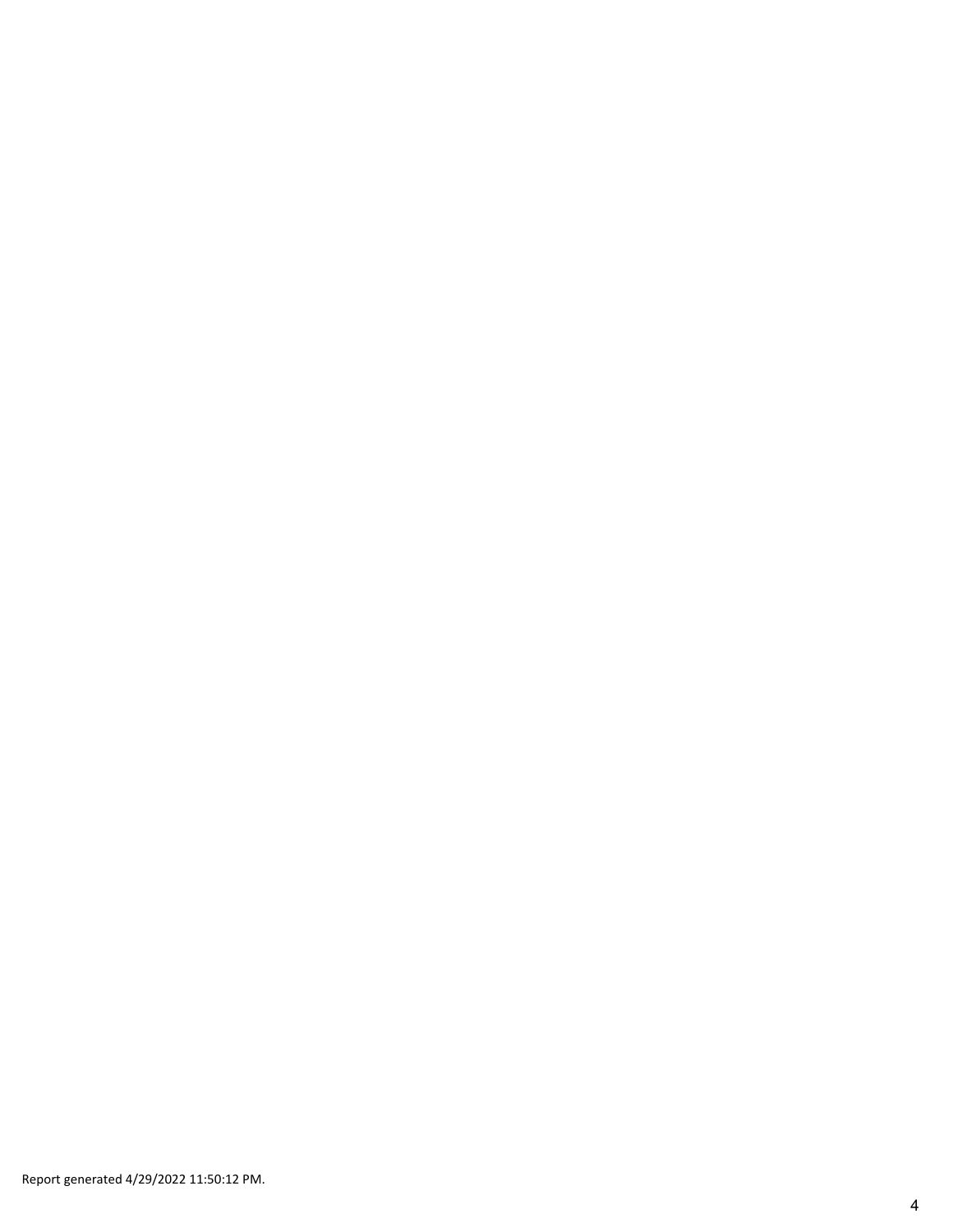Report generated 4/29/2022 11:50:12 PM.